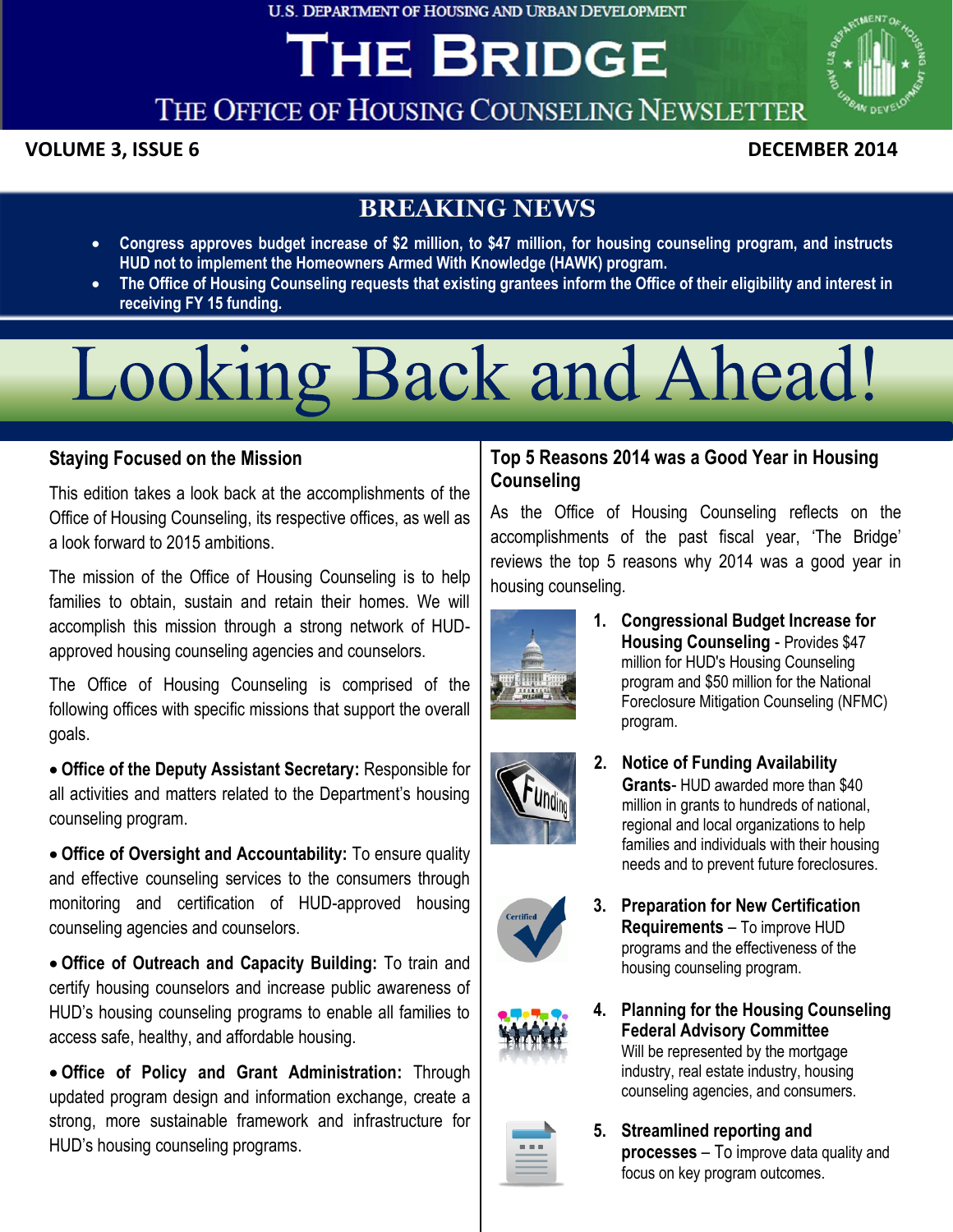U.S. DEPARTMENT OF HOUSING AND URBAN DEVELOPMENT

# THE BRIDGE

## THE OFFICE OF HOUSING COUNSELING NEWSLETTER

**VOLUME 3, ISSUE 6** | **DECEMBER 2014**

## BREAKING NEWS

- **Congress approves budget increase of $2 million, to $47 million, for housing counseling program, and instructs HUD not to implement the Homeowners Armed With Knowledge (HAWK) program.**
- **The Office of Housing Counseling requests that existing grantees inform the Office of their eligibility and interest in receiving FY 15 funding.**

# Looking Back and Ahead!

### Staying Focused on the Mission

This edition takes a look back at the accomplishments of the Office of Housing Counseling, its respective offices, as well as a look forward to 2015 ambitions.

The mission of the Office of Housing Counseling is to help families to obtain, sustain and retain their homes. We will accomplish this mission through a strong network of HUD-approved housing counseling agencies and counselors.

The Office of Housing Counseling is comprised of the following offices with specific missions that support the overall goals.

- **Office of the Deputy Assistant Secretary:** Responsible for all activities and matters related to the Department's housing counseling program.
- **Office of Oversight and Accountability:** To ensure quality and effective counseling services to the consumers through monitoring and certification of HUD-approved housing counseling agencies and counselors.
- **Office of Outreach and Capacity Building:** To train and certify housing counselors and increase public awareness of HUD's housing counseling programs to enable all families to access safe, healthy, and affordable housing.
- **Office of Policy and Grant Administration:** Through updated program design and information exchange, create a strong, more sustainable framework and infrastructure for HUD's housing counseling programs.

### Top 5 Reasons 2014 was a Good Year in Housing Counseling

As the Office of Housing Counseling reflects on the accomplishments of the past fiscal year, 'The Bridge' reviews the top 5 reasons why 2014 was a good year in housing counseling.

1. **Congressional Budget Increase for Housing Counseling** - Provides $47 million for HUD's Housing Counseling program and $50 million for the National Foreclosure Mitigation Counseling (NFMC) program.
2. **Notice of Funding Availability Grants**- HUD awarded more than $40 million in grants to hundreds of national, regional and local organizations to help families and individuals with their housing needs and to prevent future foreclosures.
3. **Preparation for New Certification Requirements** – To improve HUD programs and the effectiveness of the housing counseling program.
4. **Planning for the Housing Counseling Federal Advisory Committee** Will be represented by the mortgage industry, real estate industry, housing counseling agencies, and consumers.
5. **Streamlined reporting and processes** – To improve data quality and focus on key program outcomes.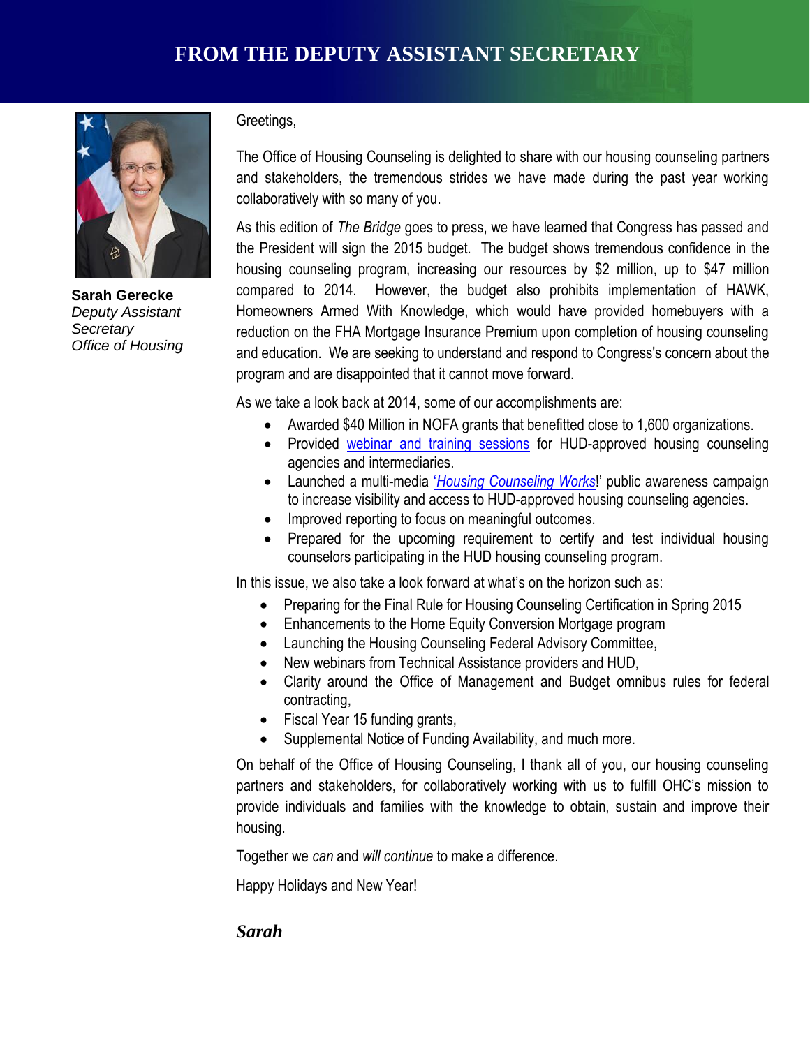# FROM THE DEPUTY ASSISTANT SECRETARY

**Sarah Gerecke**
*Deputy Assistant Secretary*
*Office of Housing*

Greetings,

The Office of Housing Counseling is delighted to share with our housing counseling partners and stakeholders, the tremendous strides we have made during the past year working collaboratively with so many of you.

As this edition of *The Bridge* goes to press, we have learned that Congress has passed and the President will sign the 2015 budget. The budget shows tremendous confidence in the housing counseling program, increasing our resources by $2 million, up to $47 million compared to 2014. However, the budget also prohibits implementation of HAWK, Homeowners Armed With Knowledge, which would have provided homebuyers with a reduction on the FHA Mortgage Insurance Premium upon completion of housing counseling and education. We are seeking to understand and respond to Congress's concern about the program and are disappointed that it cannot move forward.

As we take a look back at 2014, some of our accomplishments are:

- Awarded $40 Million in NOFA grants that benefitted close to 1,600 organizations.
- Provided webinar and training sessions for HUD-approved housing counseling agencies and intermediaries.
- Launched a multi-media '*Housing Counseling Works*!' public awareness campaign to increase visibility and access to HUD-approved housing counseling agencies.
- Improved reporting to focus on meaningful outcomes.
- Prepared for the upcoming requirement to certify and test individual housing counselors participating in the HUD housing counseling program.

In this issue, we also take a look forward at what's on the horizon such as:

- Preparing for the Final Rule for Housing Counseling Certification in Spring 2015
- Enhancements to the Home Equity Conversion Mortgage program
- Launching the Housing Counseling Federal Advisory Committee,
- New webinars from Technical Assistance providers and HUD,
- Clarity around the Office of Management and Budget omnibus rules for federal contracting,
- Fiscal Year 15 funding grants,
- Supplemental Notice of Funding Availability, and much more.

On behalf of the Office of Housing Counseling, I thank all of you, our housing counseling partners and stakeholders, for collaboratively working with us to fulfill OHC's mission to provide individuals and families with the knowledge to obtain, sustain and improve their housing.

Together we *can* and *will continue* to make a difference.

Happy Holidays and New Year!

***Sarah***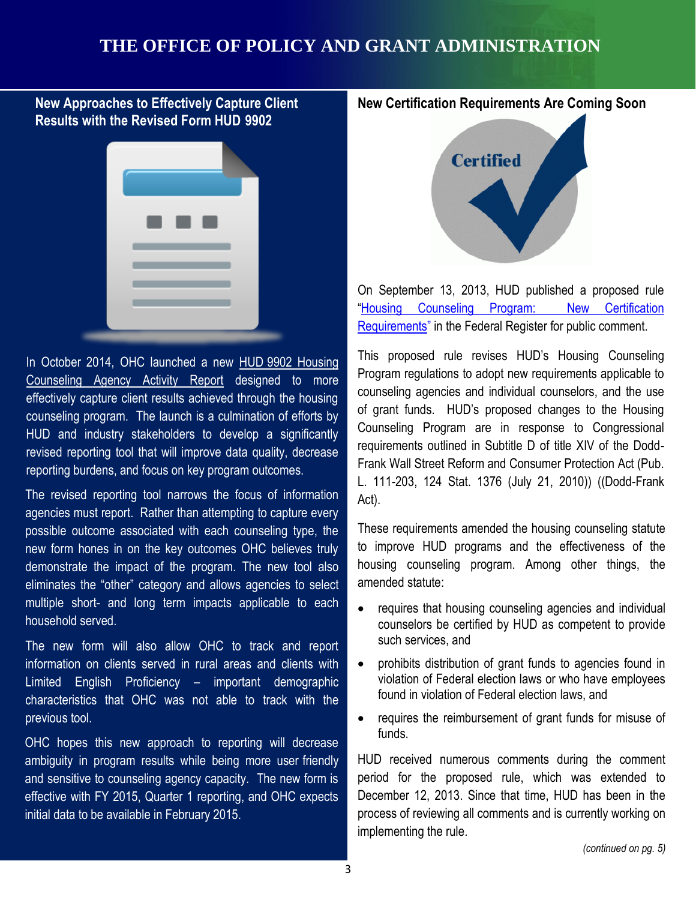# THE OFFICE OF POLICY AND GRANT ADMINISTRATION

## New Approaches to Effectively Capture Client Results with the Revised Form HUD 9902

In October 2014, OHC launched a new HUD 9902 Housing Counseling Agency Activity Report designed to more effectively capture client results achieved through the housing counseling program. The launch is a culmination of efforts by HUD and industry stakeholders to develop a significantly revised reporting tool that will improve data quality, decrease reporting burdens, and focus on key program outcomes.

The revised reporting tool narrows the focus of information agencies must report. Rather than attempting to capture every possible outcome associated with each counseling type, the new form hones in on the key outcomes OHC believes truly demonstrate the impact of the program. The new tool also eliminates the "other" category and allows agencies to select multiple short- and long term impacts applicable to each household served.

The new form will also allow OHC to track and report information on clients served in rural areas and clients with Limited English Proficiency – important demographic characteristics that OHC was not able to track with the previous tool.

OHC hopes this new approach to reporting will decrease ambiguity in program results while being more user friendly and sensitive to counseling agency capacity. The new form is effective with FY 2015, Quarter 1 reporting, and OHC expects initial data to be available in February 2015.

## New Certification Requirements Are Coming Soon

On September 13, 2013, HUD published a proposed rule "Housing Counseling Program: New Certification Requirements" in the Federal Register for public comment.

This proposed rule revises HUD's Housing Counseling Program regulations to adopt new requirements applicable to counseling agencies and individual counselors, and the use of grant funds. HUD's proposed changes to the Housing Counseling Program are in response to Congressional requirements outlined in Subtitle D of title XIV of the Dodd-Frank Wall Street Reform and Consumer Protection Act (Pub. L. 111-203, 124 Stat. 1376 (July 21, 2010)) ((Dodd-Frank Act).

These requirements amended the housing counseling statute to improve HUD programs and the effectiveness of the housing counseling program. Among other things, the amended statute:

- requires that housing counseling agencies and individual counselors be certified by HUD as competent to provide such services, and
- prohibits distribution of grant funds to agencies found in violation of Federal election laws or who have employees found in violation of Federal election laws, and
- requires the reimbursement of grant funds for misuse of funds.

HUD received numerous comments during the comment period for the proposed rule, which was extended to December 12, 2013. Since that time, HUD has been in the process of reviewing all comments and is currently working on implementing the rule.

*(continued on pg. 5)*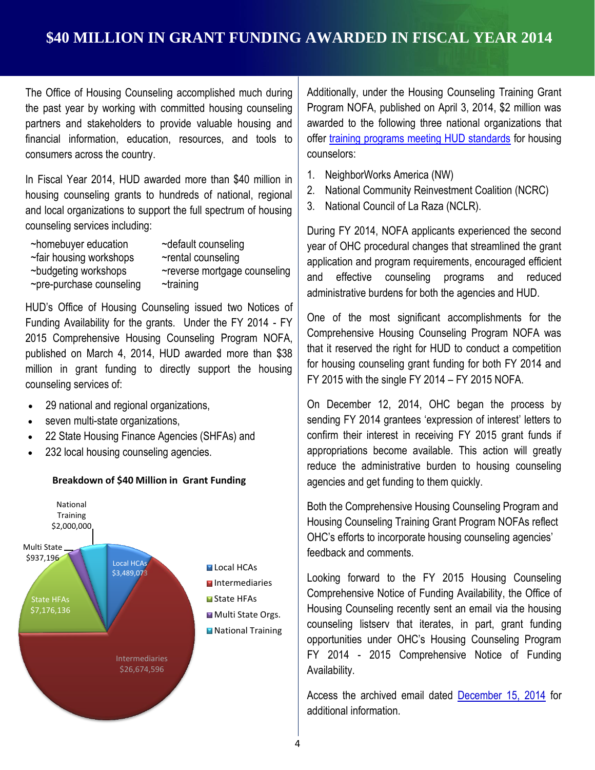# $40 MILLION IN GRANT FUNDING AWARDED IN FISCAL YEAR 2014

The Office of Housing Counseling accomplished much during the past year by working with committed housing counseling partners and stakeholders to provide valuable housing and financial information, education, resources, and tools to consumers across the country.

In Fiscal Year 2014, HUD awarded more than $40 million in housing counseling grants to hundreds of national, regional and local organizations to support the full spectrum of housing counseling services including:

| | |
|---|---|
| ~homebuyer education | ~default counseling |
| ~fair housing workshops | ~rental counseling |
| ~budgeting workshops | ~reverse mortgage counseling |
| ~pre-purchase counseling | ~training |

HUD's Office of Housing Counseling issued two Notices of Funding Availability for the grants. Under the FY 2014 - FY 2015 Comprehensive Housing Counseling Program NOFA, published on March 4, 2014, HUD awarded more than $38 million in grant funding to directly support the housing counseling services of:

- 29 national and regional organizations,
- seven multi-state organizations,
- 22 State Housing Finance Agencies (SHFAs) and
- 232 local housing counseling agencies.

**Breakdown of $40 Million in Grant Funding**

| Category | Amount |
|---|---|
| Local HCAs | $3,489,073 |
| Intermediaries | $26,674,596 |
| State HFAs | $7,176,136 |
| Multi State Orgs. | $937,196 |
| National Training | $2,000,000 |

Additionally, under the Housing Counseling Training Grant Program NOFA, published on April 3, 2014, $2 million was awarded to the following three national organizations that offer training programs meeting HUD standards for housing counselors:

1. NeighborWorks America (NW)
2. National Community Reinvestment Coalition (NCRC)
3. National Council of La Raza (NCLR).

During FY 2014, NOFA applicants experienced the second year of OHC procedural changes that streamlined the grant application and program requirements, encouraged efficient and effective counseling programs and reduced administrative burdens for both the agencies and HUD.

One of the most significant accomplishments for the Comprehensive Housing Counseling Program NOFA was that it reserved the right for HUD to conduct a competition for housing counseling grant funding for both FY 2014 and FY 2015 with the single FY 2014 – FY 2015 NOFA.

On December 12, 2014, OHC began the process by sending FY 2014 grantees 'expression of interest' letters to confirm their interest in receiving FY 2015 grant funds if appropriations become available. This action will greatly reduce the administrative burden to housing counseling agencies and get funding to them quickly.

Both the Comprehensive Housing Counseling Program and Housing Counseling Training Grant Program NOFAs reflect OHC's efforts to incorporate housing counseling agencies' feedback and comments.

Looking forward to the FY 2015 Housing Counseling Comprehensive Notice of Funding Availability, the Office of Housing Counseling recently sent an email via the housing counseling listserv that iterates, in part, grant funding opportunities under OHC's Housing Counseling Program FY 2014 - 2015 Comprehensive Notice of Funding Availability.

Access the archived email dated December 15, 2014 for additional information.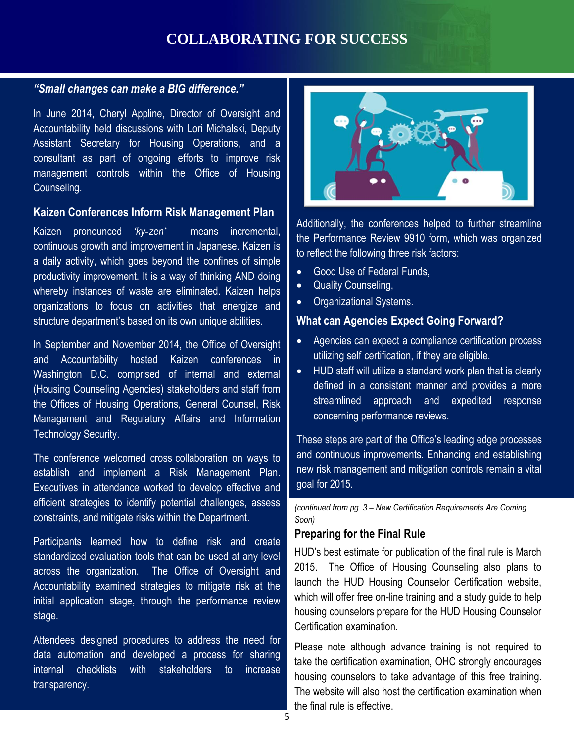# COLLABORATING FOR SUCCESS

***"Small changes can make a BIG difference."***

In June 2014, Cheryl Appline, Director of Oversight and Accountability held discussions with Lori Michalski, Deputy Assistant Secretary for Housing Operations, and a consultant as part of ongoing efforts to improve risk management controls within the Office of Housing Counseling.

### Kaizen Conferences Inform Risk Management Plan

Kaizen pronounced *'ky-zen'*— means incremental, continuous growth and improvement in Japanese. Kaizen is a daily activity, which goes beyond the confines of simple productivity improvement. It is a way of thinking AND doing whereby instances of waste are eliminated. Kaizen helps organizations to focus on activities that energize and structure department's based on its own unique abilities.

In September and November 2014, the Office of Oversight and Accountability hosted Kaizen conferences in Washington D.C. comprised of internal and external (Housing Counseling Agencies) stakeholders and staff from the Offices of Housing Operations, General Counsel, Risk Management and Regulatory Affairs and Information Technology Security.

The conference welcomed cross collaboration on ways to establish and implement a Risk Management Plan. Executives in attendance worked to develop effective and efficient strategies to identify potential challenges, assess constraints, and mitigate risks within the Department.

Participants learned how to define risk and create standardized evaluation tools that can be used at any level across the organization. The Office of Oversight and Accountability examined strategies to mitigate risk at the initial application stage, through the performance review stage.

Attendees designed procedures to address the need for data automation and developed a process for sharing internal checklists with stakeholders to increase transparency.

Additionally, the conferences helped to further streamline the Performance Review 9910 form, which was organized to reflect the following three risk factors:

- Good Use of Federal Funds,
- Quality Counseling,
- Organizational Systems.

### What can Agencies Expect Going Forward?

- Agencies can expect a compliance certification process utilizing self certification, if they are eligible.
- HUD staff will utilize a standard work plan that is clearly defined in a consistent manner and provides a more streamlined approach and expedited response concerning performance reviews.

These steps are part of the Office's leading edge processes and continuous improvements. Enhancing and establishing new risk management and mitigation controls remain a vital goal for 2015.

*(continued from pg. 3 – New Certification Requirements Are Coming Soon)*

### Preparing for the Final Rule

HUD's best estimate for publication of the final rule is March 2015. The Office of Housing Counseling also plans to launch the HUD Housing Counselor Certification website, which will offer free on-line training and a study guide to help housing counselors prepare for the HUD Housing Counselor Certification examination.

Please note although advance training is not required to take the certification examination, OHC strongly encourages housing counselors to take advantage of this free training. The website will also host the certification examination when the final rule is effective.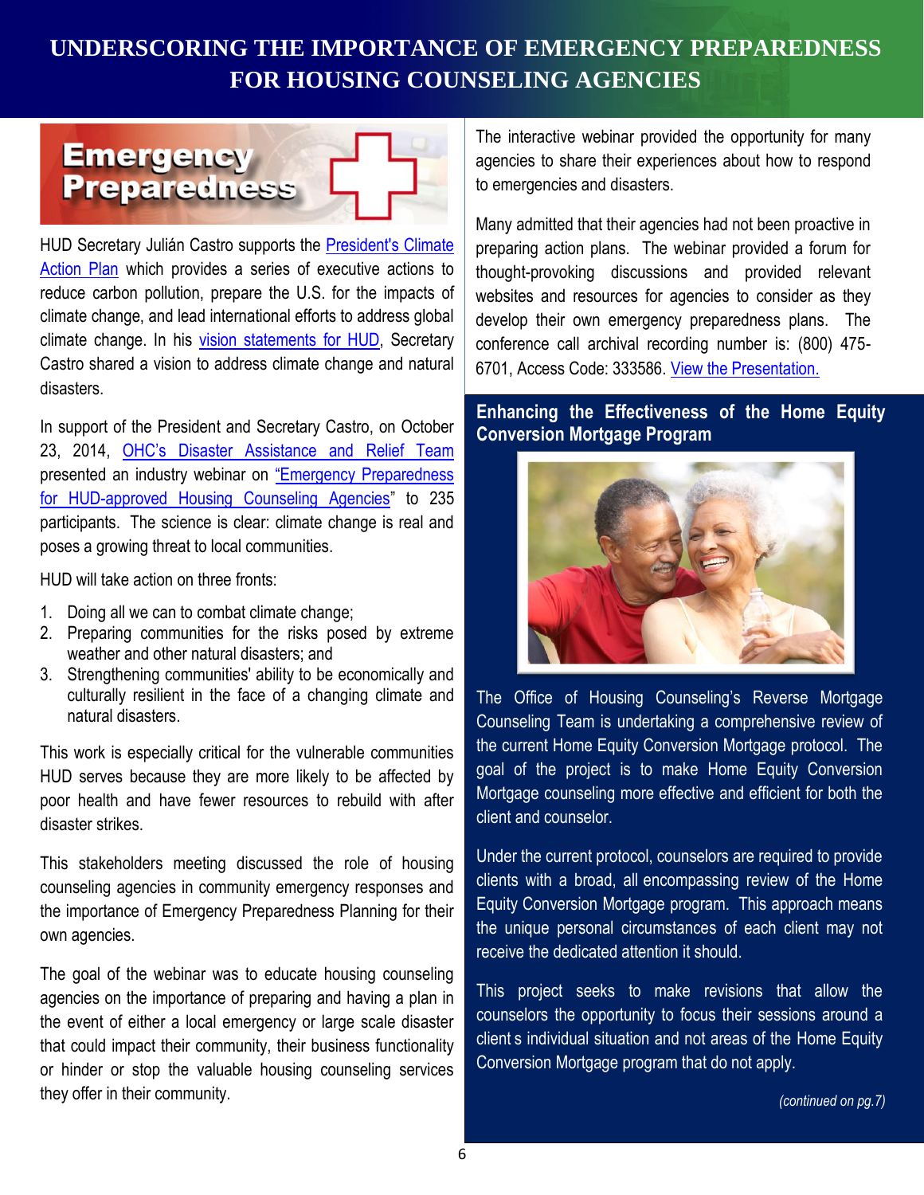# UNDERSCORING THE IMPORTANCE OF EMERGENCY PREPAREDNESS FOR HOUSING COUNSELING AGENCIES

HUD Secretary Julián Castro supports the President's Climate Action Plan which provides a series of executive actions to reduce carbon pollution, prepare the U.S. for the impacts of climate change, and lead international efforts to address global climate change. In his vision statements for HUD, Secretary Castro shared a vision to address climate change and natural disasters.

In support of the President and Secretary Castro, on October 23, 2014, OHC's Disaster Assistance and Relief Team presented an industry webinar on "Emergency Preparedness for HUD-approved Housing Counseling Agencies" to 235 participants. The science is clear: climate change is real and poses a growing threat to local communities.

HUD will take action on three fronts:

1. Doing all we can to combat climate change;
2. Preparing communities for the risks posed by extreme weather and other natural disasters; and
3. Strengthening communities' ability to be economically and culturally resilient in the face of a changing climate and natural disasters.

This work is especially critical for the vulnerable communities HUD serves because they are more likely to be affected by poor health and have fewer resources to rebuild with after disaster strikes.

This stakeholders meeting discussed the role of housing counseling agencies in community emergency responses and the importance of Emergency Preparedness Planning for their own agencies.

The goal of the webinar was to educate housing counseling agencies on the importance of preparing and having a plan in the event of either a local emergency or large scale disaster that could impact their community, their business functionality or hinder or stop the valuable housing counseling services they offer in their community.

The interactive webinar provided the opportunity for many agencies to share their experiences about how to respond to emergencies and disasters.

Many admitted that their agencies had not been proactive in preparing action plans. The webinar provided a forum for thought-provoking discussions and provided relevant websites and resources for agencies to consider as they develop their own emergency preparedness plans. The conference call archival recording number is: (800) 475-6701, Access Code: 333586. View the Presentation.

## Enhancing the Effectiveness of the Home Equity Conversion Mortgage Program

The Office of Housing Counseling's Reverse Mortgage Counseling Team is undertaking a comprehensive review of the current Home Equity Conversion Mortgage protocol. The goal of the project is to make Home Equity Conversion Mortgage counseling more effective and efficient for both the client and counselor.

Under the current protocol, counselors are required to provide clients with a broad, all encompassing review of the Home Equity Conversion Mortgage program. This approach means the unique personal circumstances of each client may not receive the dedicated attention it should.

This project seeks to make revisions that allow the counselors the opportunity to focus their sessions around a client s individual situation and not areas of the Home Equity Conversion Mortgage program that do not apply.

*(continued on pg.7)*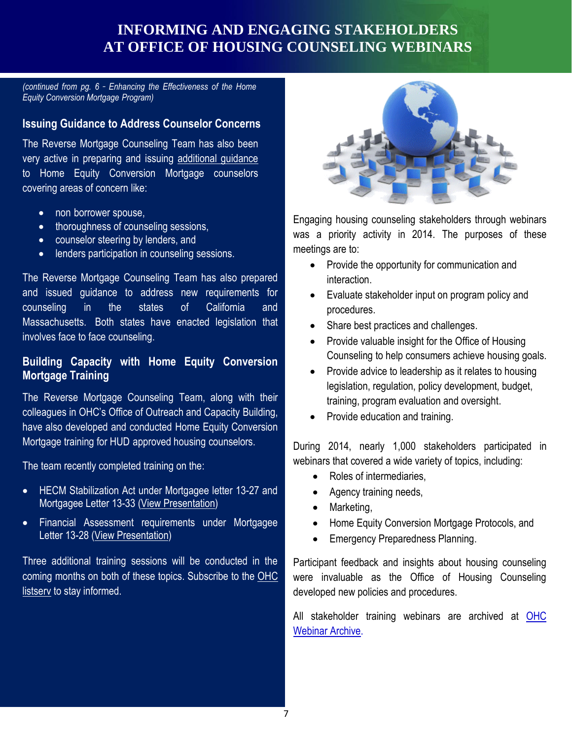# INFORMING AND ENGAGING STAKEHOLDERS AT OFFICE OF HOUSING COUNSELING WEBINARS

*(continued from pg. 6 - Enhancing the Effectiveness of the Home Equity Conversion Mortgage Program)*

## Issuing Guidance to Address Counselor Concerns

The Reverse Mortgage Counseling Team has also been very active in preparing and issuing additional guidance to Home Equity Conversion Mortgage counselors covering areas of concern like:

- non borrower spouse,
- thoroughness of counseling sessions,
- counselor steering by lenders, and
- lenders participation in counseling sessions.

The Reverse Mortgage Counseling Team has also prepared and issued guidance to address new requirements for counseling in the states of California and Massachusetts. Both states have enacted legislation that involves face to face counseling.

## Building Capacity with Home Equity Conversion Mortgage Training

The Reverse Mortgage Counseling Team, along with their colleagues in OHC's Office of Outreach and Capacity Building, have also developed and conducted Home Equity Conversion Mortgage training for HUD approved housing counselors.

The team recently completed training on the:

- HECM Stabilization Act under Mortgagee letter 13-27 and Mortgagee Letter 13-33 (View Presentation)
- Financial Assessment requirements under Mortgagee Letter 13-28 (View Presentation)

Three additional training sessions will be conducted in the coming months on both of these topics. Subscribe to the OHC listserv to stay informed.

Engaging housing counseling stakeholders through webinars was a priority activity in 2014. The purposes of these meetings are to:

- Provide the opportunity for communication and interaction.
- Evaluate stakeholder input on program policy and procedures.
- Share best practices and challenges.
- Provide valuable insight for the Office of Housing Counseling to help consumers achieve housing goals.
- Provide advice to leadership as it relates to housing legislation, regulation, policy development, budget, training, program evaluation and oversight.
- Provide education and training.

During 2014, nearly 1,000 stakeholders participated in webinars that covered a wide variety of topics, including:

- Roles of intermediaries,
- Agency training needs,
- Marketing,
- Home Equity Conversion Mortgage Protocols, and
- Emergency Preparedness Planning.

Participant feedback and insights about housing counseling were invaluable as the Office of Housing Counseling developed new policies and procedures.

All stakeholder training webinars are archived at OHC Webinar Archive.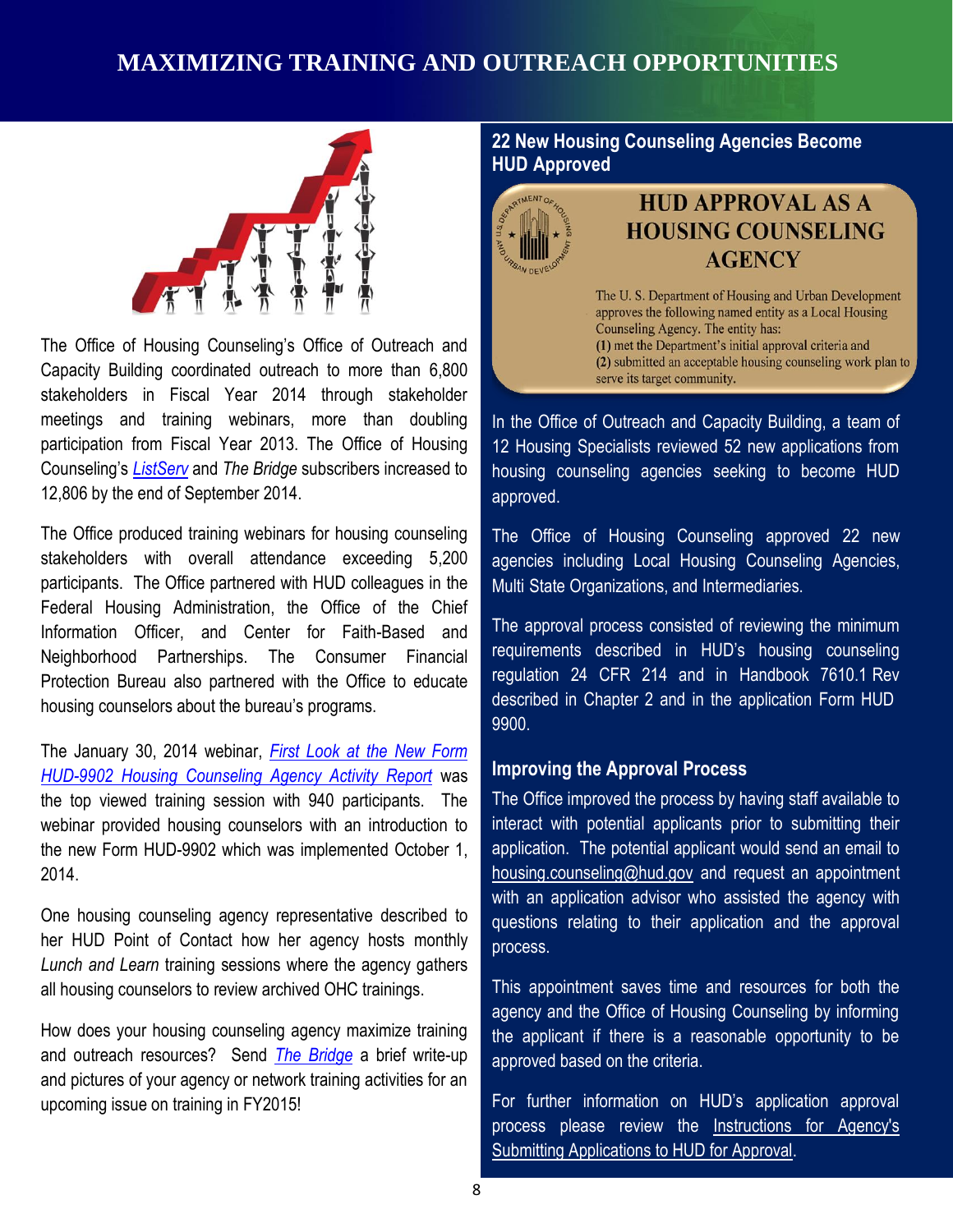# MAXIMIZING TRAINING AND OUTREACH OPPORTUNITIES

The Office of Housing Counseling's Office of Outreach and Capacity Building coordinated outreach to more than 6,800 stakeholders in Fiscal Year 2014 through stakeholder meetings and training webinars, more than doubling participation from Fiscal Year 2013. The Office of Housing Counseling's *ListServ* and *The Bridge* subscribers increased to 12,806 by the end of September 2014.

The Office produced training webinars for housing counseling stakeholders with overall attendance exceeding 5,200 participants. The Office partnered with HUD colleagues in the Federal Housing Administration, the Office of the Chief Information Officer, and Center for Faith-Based and Neighborhood Partnerships. The Consumer Financial Protection Bureau also partnered with the Office to educate housing counselors about the bureau's programs.

The January 30, 2014 webinar, *First Look at the New Form HUD-9902 Housing Counseling Agency Activity Report* was the top viewed training session with 940 participants. The webinar provided housing counselors with an introduction to the new Form HUD-9902 which was implemented October 1, 2014.

One housing counseling agency representative described to her HUD Point of Contact how her agency hosts monthly *Lunch and Learn* training sessions where the agency gathers all housing counselors to review archived OHC trainings.

How does your housing counseling agency maximize training and outreach resources? Send *The Bridge* a brief write-up and pictures of your agency or network training activities for an upcoming issue on training in FY2015!

## 22 New Housing Counseling Agencies Become HUD Approved

**HUD APPROVAL AS A HOUSING COUNSELING AGENCY**

The U. S. Department of Housing and Urban Development approves the following named entity as a Local Housing Counseling Agency. The entity has:
**(1)** met the Department's initial approval criteria and
**(2)** submitted an acceptable housing counseling work plan to serve its target community.

In the Office of Outreach and Capacity Building, a team of 12 Housing Specialists reviewed 52 new applications from housing counseling agencies seeking to become HUD approved.

The Office of Housing Counseling approved 22 new agencies including Local Housing Counseling Agencies, Multi State Organizations, and Intermediaries.

The approval process consisted of reviewing the minimum requirements described in HUD's housing counseling regulation 24 CFR 214 and in Handbook 7610.1 Rev described in Chapter 2 and in the application Form HUD 9900.

## Improving the Approval Process

The Office improved the process by having staff available to interact with potential applicants prior to submitting their application. The potential applicant would send an email to housing.counseling@hud.gov and request an appointment with an application advisor who assisted the agency with questions relating to their application and the approval process.

This appointment saves time and resources for both the agency and the Office of Housing Counseling by informing the applicant if there is a reasonable opportunity to be approved based on the criteria.

For further information on HUD's application approval process please review the Instructions for Agency's Submitting Applications to HUD for Approval.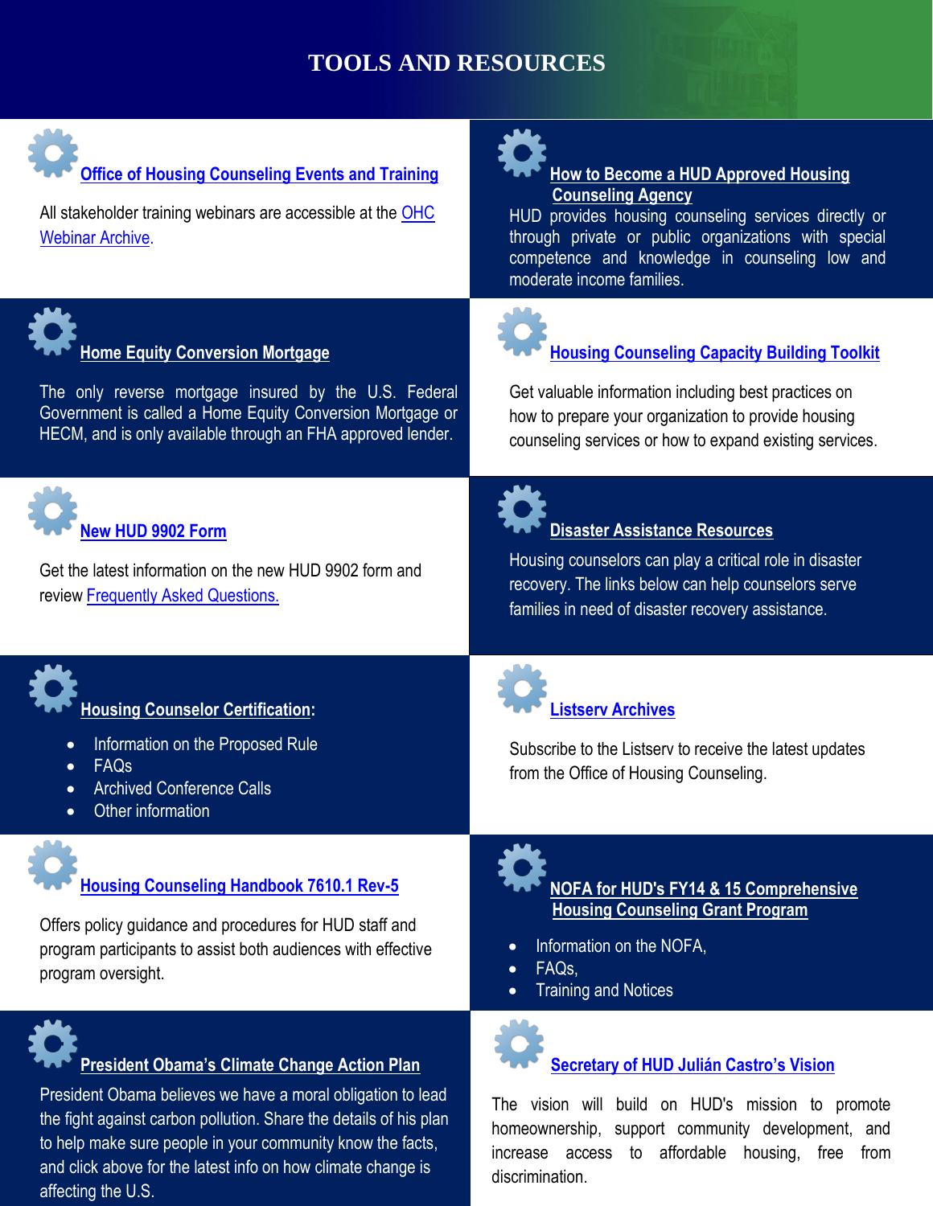# TOOLS AND RESOURCES

### Office of Housing Counseling Events and Training

All stakeholder training webinars are accessible at the OHC Webinar Archive.

### How to Become a HUD Approved Housing Counseling Agency

HUD provides housing counseling services directly or through private or public organizations with special competence and knowledge in counseling low and moderate income families.

### Home Equity Conversion Mortgage

The only reverse mortgage insured by the U.S. Federal Government is called a Home Equity Conversion Mortgage or HECM, and is only available through an FHA approved lender.

### Housing Counseling Capacity Building Toolkit

Get valuable information including best practices on how to prepare your organization to provide housing counseling services or how to expand existing services.

### New HUD 9902 Form

Get the latest information on the new HUD 9902 form and review Frequently Asked Questions.

### Disaster Assistance Resources

Housing counselors can play a critical role in disaster recovery. The links below can help counselors serve families in need of disaster recovery assistance.

### Housing Counselor Certification:

- Information on the Proposed Rule
- FAQs
- Archived Conference Calls
- Other information

### Listserv Archives

Subscribe to the Listserv to receive the latest updates from the Office of Housing Counseling.

### Housing Counseling Handbook 7610.1 Rev-5

Offers policy guidance and procedures for HUD staff and program participants to assist both audiences with effective program oversight.

### NOFA for HUD's FY14 & 15 Comprehensive Housing Counseling Grant Program

- Information on the NOFA,
- FAQs,
- Training and Notices

### President Obama's Climate Change Action Plan

President Obama believes we have a moral obligation to lead the fight against carbon pollution. Share the details of his plan to help make sure people in your community know the facts, and click above for the latest info on how climate change is affecting the U.S.

### Secretary of HUD Julián Castro's Vision

The vision will build on HUD's mission to promote homeownership, support community development, and increase access to affordable housing, free from discrimination.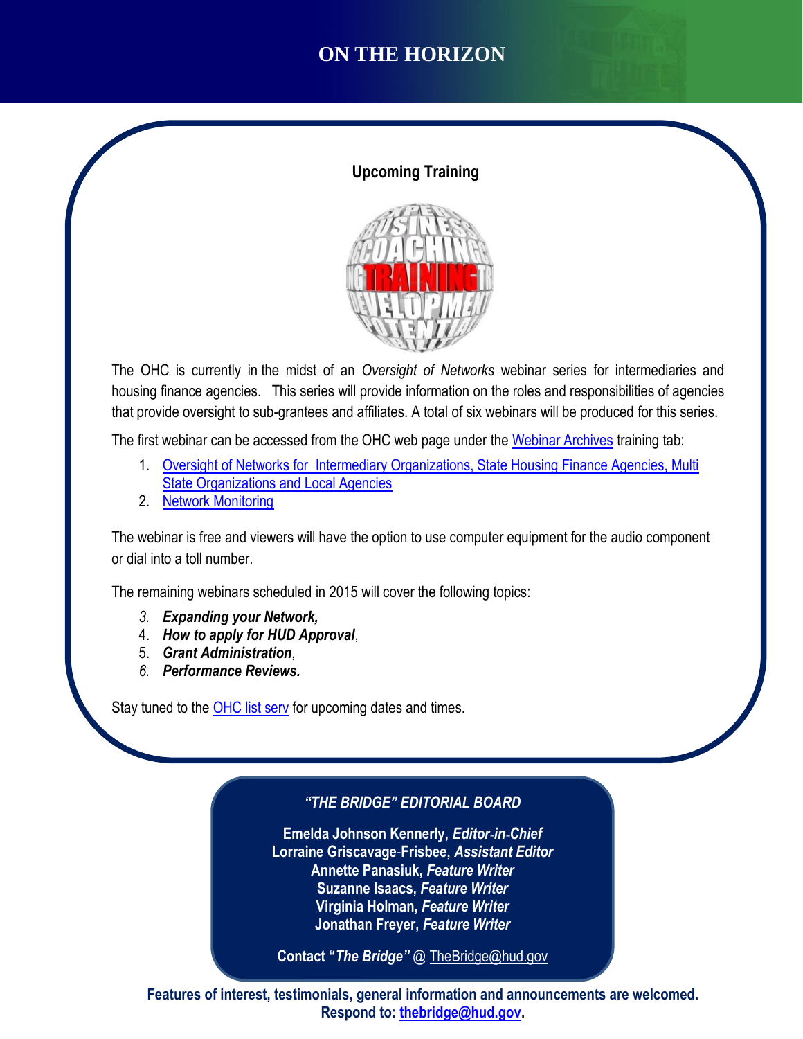## ON THE HORIZON

### Upcoming Training

The OHC is currently in the midst of an *Oversight of Networks* webinar series for intermediaries and housing finance agencies. This series will provide information on the roles and responsibilities of agencies that provide oversight to sub-grantees and affiliates. A total of six webinars will be produced for this series.

The first webinar can be accessed from the OHC web page under the Webinar Archives training tab:

1. Oversight of Networks for Intermediary Organizations, State Housing Finance Agencies, Multi State Organizations and Local Agencies
2. Network Monitoring

The webinar is free and viewers will have the option to use computer equipment for the audio component or dial into a toll number.

The remaining webinars scheduled in 2015 will cover the following topics:

3. ***Expanding your Network,***
4. ***How to apply for HUD Approval***,
5. ***Grant Administration***,
6. ***Performance Reviews.***

Stay tuned to the OHC list serv for upcoming dates and times.

***"THE BRIDGE" EDITORIAL BOARD***

**Emelda Johnson Kennerly, *Editor-in-Chief***
**Lorraine Griscavage-Frisbee, *Assistant Editor***
**Annette Panasiuk, *Feature Writer***
**Suzanne Isaacs, *Feature Writer***
**Virginia Holman, *Feature Writer***
**Jonathan Freyer, *Feature Writer***

**Contact "*The Bridge*"** @ TheBridge@hud.gov

**Features of interest, testimonials, general information and announcements are welcomed. Respond to: thebridge@hud.gov.**